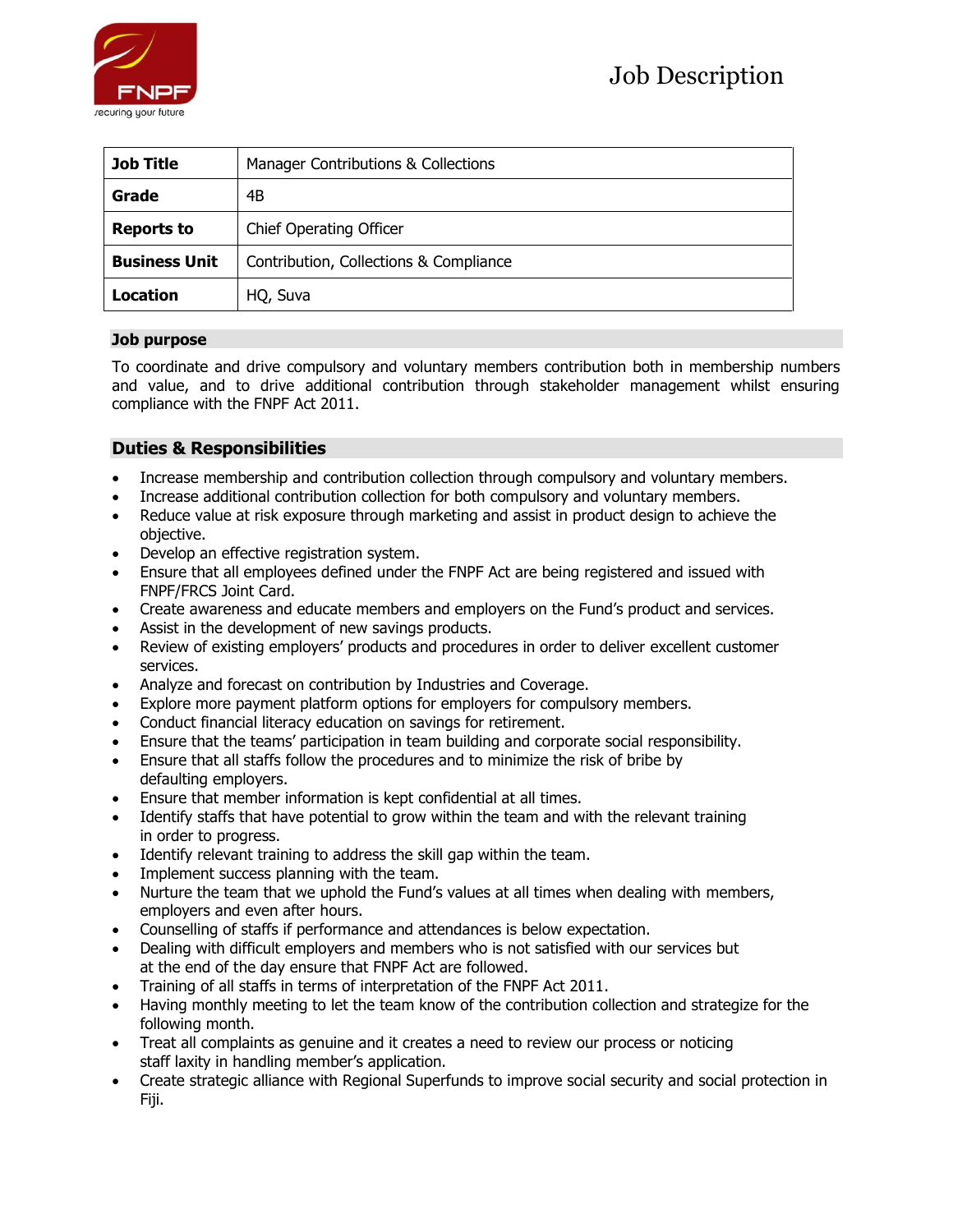# Job Description

| Job Title | Manager Contributions & Collections |
|---|---|
| **Grade** | 4B |
| **Reports to** | Chief Operating Officer |
| **Business Unit** | Contribution, Collections & Compliance |
| **Location** | HQ, Suva |

## Job purpose

To coordinate and drive compulsory and voluntary members contribution both in membership numbers and value, and to drive additional contribution through stakeholder management whilst ensuring compliance with the FNPF Act 2011.

## Duties & Responsibilities

- Increase membership and contribution collection through compulsory and voluntary members.
- Increase additional contribution collection for both compulsory and voluntary members.
- Reduce value at risk exposure through marketing and assist in product design to achieve the objective.
- Develop an effective registration system.
- Ensure that all employees defined under the FNPF Act are being registered and issued with FNPF/FRCS Joint Card.
- Create awareness and educate members and employers on the Fund's product and services.
- Assist in the development of new savings products.
- Review of existing employers' products and procedures in order to deliver excellent customer services.
- Analyze and forecast on contribution by Industries and Coverage.
- Explore more payment platform options for employers for compulsory members.
- Conduct financial literacy education on savings for retirement.
- Ensure that the teams' participation in team building and corporate social responsibility.
- Ensure that all staffs follow the procedures and to minimize the risk of bribe by defaulting employers.
- Ensure that member information is kept confidential at all times.
- Identify staffs that have potential to grow within the team and with the relevant training in order to progress.
- Identify relevant training to address the skill gap within the team.
- Implement success planning with the team.
- Nurture the team that we uphold the Fund's values at all times when dealing with members, employers and even after hours.
- Counselling of staffs if performance and attendances is below expectation.
- Dealing with difficult employers and members who is not satisfied with our services but at the end of the day ensure that FNPF Act are followed.
- Training of all staffs in terms of interpretation of the FNPF Act 2011.
- Having monthly meeting to let the team know of the contribution collection and strategize for the following month.
- Treat all complaints as genuine and it creates a need to review our process or noticing staff laxity in handling member's application.
- Create strategic alliance with Regional Superfunds to improve social security and social protection in Fiji.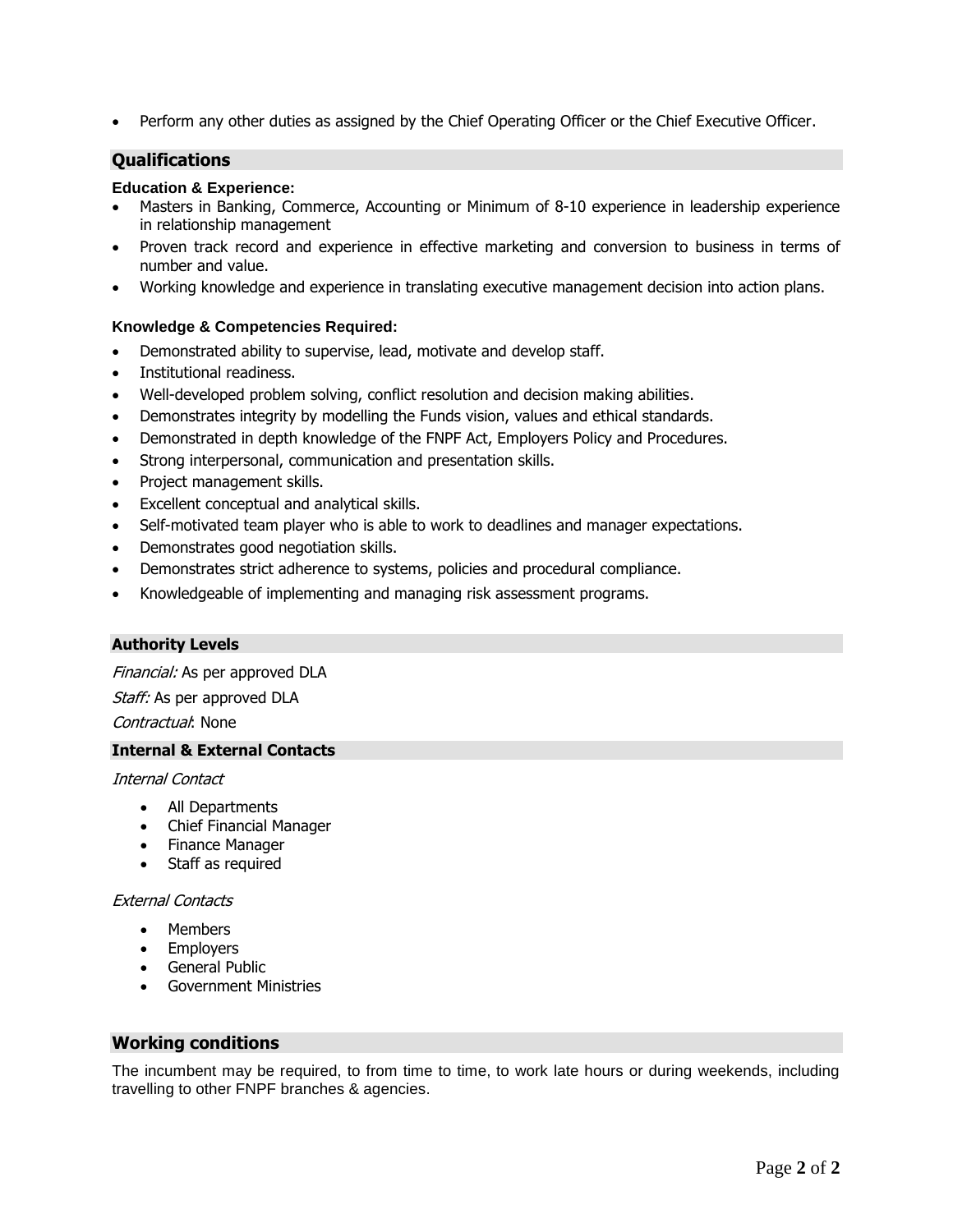- Perform any other duties as assigned by the Chief Operating Officer or the Chief Executive Officer.

## Qualifications

**Education & Experience:**

- Masters in Banking, Commerce, Accounting or Minimum of 8-10 experience in leadership experience in relationship management
- Proven track record and experience in effective marketing and conversion to business in terms of number and value.
- Working knowledge and experience in translating executive management decision into action plans.

**Knowledge & Competencies Required:**

- Demonstrated ability to supervise, lead, motivate and develop staff.
- Institutional readiness.
- Well-developed problem solving, conflict resolution and decision making abilities.
- Demonstrates integrity by modelling the Funds vision, values and ethical standards.
- Demonstrated in depth knowledge of the FNPF Act, Employers Policy and Procedures.
- Strong interpersonal, communication and presentation skills.
- Project management skills.
- Excellent conceptual and analytical skills.
- Self-motivated team player who is able to work to deadlines and manager expectations.
- Demonstrates good negotiation skills.
- Demonstrates strict adherence to systems, policies and procedural compliance.
- Knowledgeable of implementing and managing risk assessment programs.

## Authority Levels

*Financial:* As per approved DLA

*Staff:* As per approved DLA

*Contractual*: None

## Internal & External Contacts

*Internal Contact*

- All Departments
- Chief Financial Manager
- Finance Manager
- Staff as required

*External Contacts*

- Members
- Employers
- General Public
- Government Ministries

## Working conditions

The incumbent may be required, to from time to time, to work late hours or during weekends, including travelling to other FNPF branches & agencies.